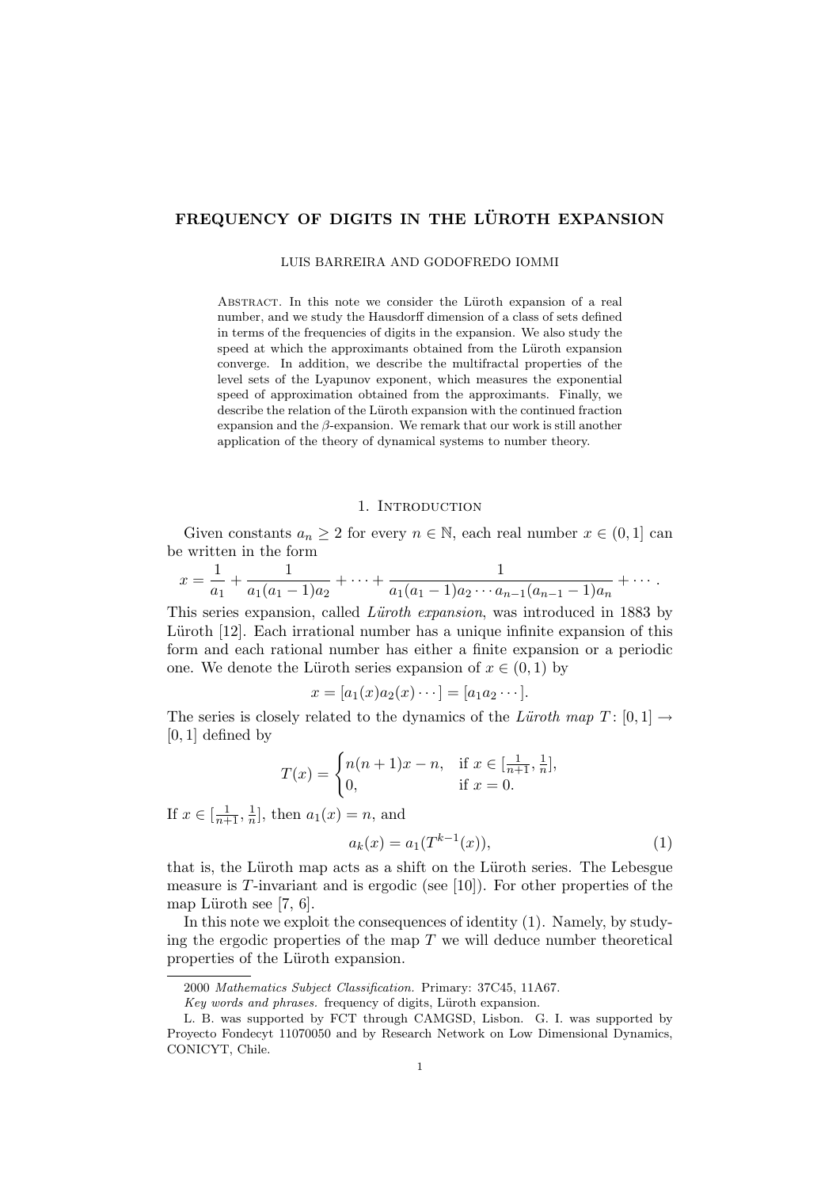# FREQUENCY OF DIGITS IN THE LÜROTH EXPANSION

LUIS BARREIRA AND GODOFREDO IOMMI

Abstract. In this note we consider the Lüroth expansion of a real number, and we study the Hausdorff dimension of a class of sets defined in terms of the frequencies of digits in the expansion. We also study the speed at which the approximants obtained from the Lüroth expansion converge. In addition, we describe the multifractal properties of the level sets of the Lyapunov exponent, which measures the exponential speed of approximation obtained from the approximants. Finally, we describe the relation of the Lüroth expansion with the continued fraction expansion and the $\beta$-expansion. We remark that our work is still another application of the theory of dynamical systems to number theory.

## 1. Introduction

Given constants $a_n \geq 2$ for every $n \in \mathbb{N}$, each real number $x \in (0,1]$ can be written in the form

$$x = \frac{1}{a_1} + \frac{1}{a_1(a_1-1)a_2} + \cdots + \frac{1}{a_1(a_1-1)a_2 \cdots a_{n-1}(a_{n-1}-1)a_n} + \cdots.$$

This series expansion, called *Lüroth expansion*, was introduced in 1883 by Lüroth [12]. Each irrational number has a unique infinite expansion of this form and each rational number has either a finite expansion or a periodic one. We denote the Lüroth series expansion of $x \in (0,1)$ by

$$x = [a_1(x)a_2(x)\cdots] = [a_1a_2\cdots].$$

The series is closely related to the dynamics of the *Lüroth map* $T\colon [0,1] \to [0,1]$ defined by

$$T(x) = \begin{cases} n(n+1)x - n, & \text{if } x \in [\frac{1}{n+1}, \frac{1}{n}], \\ 0, & \text{if } x = 0. \end{cases}$$

If $x \in [\frac{1}{n+1}, \frac{1}{n}]$, then $a_1(x) = n$, and

$$a_k(x) = a_1(T^{k-1}(x)), \tag{1}$$

that is, the Lüroth map acts as a shift on the Lüroth series. The Lebesgue measure is $T$-invariant and is ergodic (see [10]). For other properties of the map Lüroth see [7, 6].

In this note we exploit the consequences of identity (1). Namely, by studying the ergodic properties of the map $T$ we will deduce number theoretical properties of the Lüroth expansion.

---

2000 *Mathematics Subject Classification.* Primary: 37C45, 11A67.

*Key words and phrases.* frequency of digits, Lüroth expansion.

L. B. was supported by FCT through CAMGSD, Lisbon. G. I. was supported by Proyecto Fondecyt 11070050 and by Research Network on Low Dimensional Dynamics, CONICYT, Chile.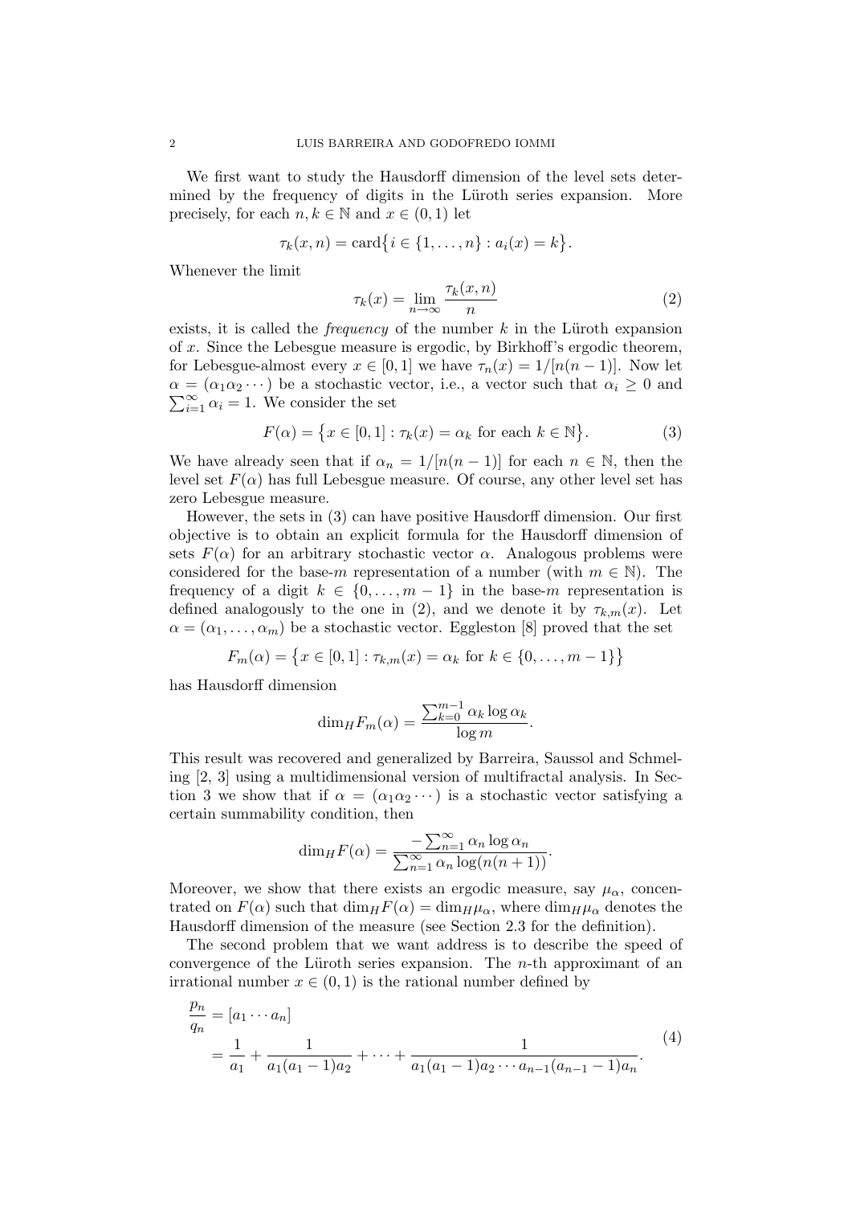We first want to study the Hausdorff dimension of the level sets determined by the frequency of digits in the Lüroth series expansion. More precisely, for each $n, k \in \mathbb{N}$ and $x \in (0, 1)$ let

$$\tau_k(x, n) = \text{card}\{i \in \{1, \dots, n\} : a_i(x) = k\}.$$

Whenever the limit

$$\tau_k(x) = \lim_{n \to \infty} \frac{\tau_k(x, n)}{n} \tag{2}$$

exists, it is called the *frequency* of the number $k$ in the Lüroth expansion of $x$. Since the Lebesgue measure is ergodic, by Birkhoff's ergodic theorem, for Lebesgue-almost every $x \in [0, 1]$ we have $\tau_n(x) = 1/[n(n-1)]$. Now let $\alpha = (\alpha_1 \alpha_2 \cdots)$ be a stochastic vector, i.e., a vector such that $\alpha_i \geq 0$ and $\sum_{i=1}^{\infty} \alpha_i = 1$. We consider the set

$$F(\alpha) = \{x \in [0, 1] : \tau_k(x) = \alpha_k \text{ for each } k \in \mathbb{N}\}. \tag{3}$$

We have already seen that if $\alpha_n = 1/[n(n-1)]$ for each $n \in \mathbb{N}$, then the level set $F(\alpha)$ has full Lebesgue measure. Of course, any other level set has zero Lebesgue measure.

However, the sets in (3) can have positive Hausdorff dimension. Our first objective is to obtain an explicit formula for the Hausdorff dimension of sets $F(\alpha)$ for an arbitrary stochastic vector $\alpha$. Analogous problems were considered for the base-$m$ representation of a number (with $m \in \mathbb{N}$). The frequency of a digit $k \in \{0, \dots, m-1\}$ in the base-$m$ representation is defined analogously to the one in (2), and we denote it by $\tau_{k,m}(x)$. Let $\alpha = (\alpha_1, \dots, \alpha_m)$ be a stochastic vector. Eggleston [8] proved that the set

$$F_m(\alpha) = \{x \in [0, 1] : \tau_{k,m}(x) = \alpha_k \text{ for } k \in \{0, \dots, m-1\}\}$$

has Hausdorff dimension

$$\dim_H F_m(\alpha) = \frac{\sum_{k=0}^{m-1} \alpha_k \log \alpha_k}{\log m}.$$

This result was recovered and generalized by Barreira, Saussol and Schmeling [2, 3] using a multidimensional version of multifractal analysis. In Section 3 we show that if $\alpha = (\alpha_1 \alpha_2 \cdots)$ is a stochastic vector satisfying a certain summability condition, then

$$\dim_H F(\alpha) = \frac{-\sum_{n=1}^{\infty} \alpha_n \log \alpha_n}{\sum_{n=1}^{\infty} \alpha_n \log(n(n+1))}.$$

Moreover, we show that there exists an ergodic measure, say $\mu_\alpha$, concentrated on $F(\alpha)$ such that $\dim_H F(\alpha) = \dim_H \mu_\alpha$, where $\dim_H \mu_\alpha$ denotes the Hausdorff dimension of the measure (see Section 2.3 for the definition).

The second problem that we want address is to describe the speed of convergence of the Lüroth series expansion. The $n$-th approximant of an irrational number $x \in (0, 1)$ is the rational number defined by

$$\begin{aligned}
\frac{p_n}{q_n} &= [a_1 \cdots a_n] \\
&= \frac{1}{a_1} + \frac{1}{a_1(a_1 - 1)a_2} + \cdots + \frac{1}{a_1(a_1 - 1)a_2 \cdots a_{n-1}(a_{n-1} - 1)a_n}.
\end{aligned} \tag{4}$$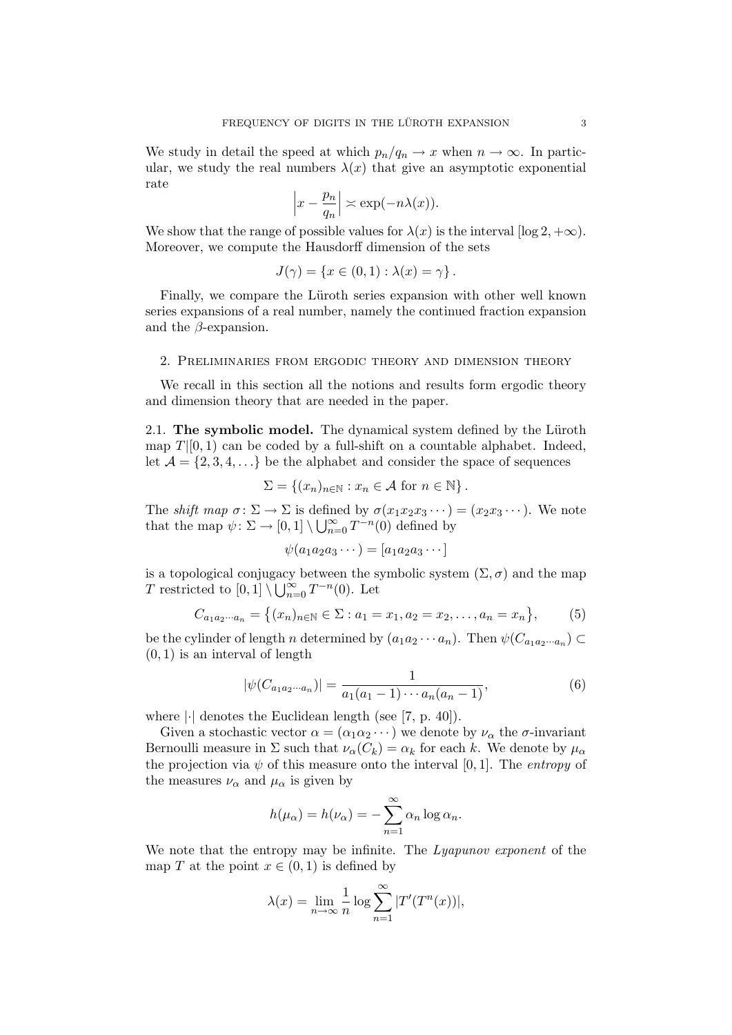We study in detail the speed at which $p_n/q_n \to x$ when $n \to \infty$. In particular, we study the real numbers $\lambda(x)$ that give an asymptotic exponential rate

$$\left| x - \frac{p_n}{q_n} \right| \asymp \exp(-n\lambda(x)).$$

We show that the range of possible values for $\lambda(x)$ is the interval $[\log 2, +\infty)$. Moreover, we compute the Hausdorff dimension of the sets

$$J(\gamma) = \{x \in (0,1) : \lambda(x) = \gamma\}.$$

Finally, we compare the Lüroth series expansion with other well known series expansions of a real number, namely the continued fraction expansion and the $\beta$-expansion.

## 2. Preliminaries from ergodic theory and dimension theory

We recall in this section all the notions and results form ergodic theory and dimension theory that are needed in the paper.

### 2.1. The symbolic model.

The dynamical system defined by the Lüroth map $T|[0,1)$ can be coded by a full-shift on a countable alphabet. Indeed, let $\mathcal{A} = \{2, 3, 4, \ldots\}$ be the alphabet and consider the space of sequences

$$\Sigma = \{(x_n)_{n \in \mathbb{N}} : x_n \in \mathcal{A} \text{ for } n \in \mathbb{N}\}.$$

The *shift map* $\sigma \colon \Sigma \to \Sigma$ is defined by $\sigma(x_1 x_2 x_3 \cdots) = (x_2 x_3 \cdots)$. We note that the map $\psi \colon \Sigma \to [0,1] \setminus \bigcup_{n=0}^{\infty} T^{-n}(0)$ defined by

$$\psi(a_1 a_2 a_3 \cdots) = [a_1 a_2 a_3 \cdots]$$

is a topological conjugacy between the symbolic system $(\Sigma, \sigma)$ and the map $T$ restricted to $[0,1] \setminus \bigcup_{n=0}^{\infty} T^{-n}(0)$. Let

$$C_{a_1 a_2 \cdots a_n} = \big\{(x_n)_{n \in \mathbb{N}} \in \Sigma : a_1 = x_1, a_2 = x_2, \ldots, a_n = x_n\big\}, \tag{5}$$

be the cylinder of length $n$ determined by $(a_1 a_2 \cdots a_n)$. Then $\psi(C_{a_1 a_2 \cdots a_n}) \subset (0,1)$ is an interval of length

$$|\psi(C_{a_1 a_2 \cdots a_n})| = \frac{1}{a_1(a_1 - 1) \cdots a_n(a_n - 1)}, \tag{6}$$

where $|\cdot|$ denotes the Euclidean length (see [7, p. 40]).

Given a stochastic vector $\alpha = (\alpha_1 \alpha_2 \cdots)$ we denote by $\nu_\alpha$ the $\sigma$-invariant Bernoulli measure in $\Sigma$ such that $\nu_\alpha(C_k) = \alpha_k$ for each $k$. We denote by $\mu_\alpha$ the projection via $\psi$ of this measure onto the interval $[0,1]$. The *entropy* of the measures $\nu_\alpha$ and $\mu_\alpha$ is given by

$$h(\mu_\alpha) = h(\nu_\alpha) = -\sum_{n=1}^{\infty} \alpha_n \log \alpha_n.$$

We note that the entropy may be infinite. The *Lyapunov exponent* of the map $T$ at the point $x \in (0,1)$ is defined by

$$\lambda(x) = \lim_{n \to \infty} \frac{1}{n} \log \sum_{n=1}^{\infty} |T'(T^n(x))|,$$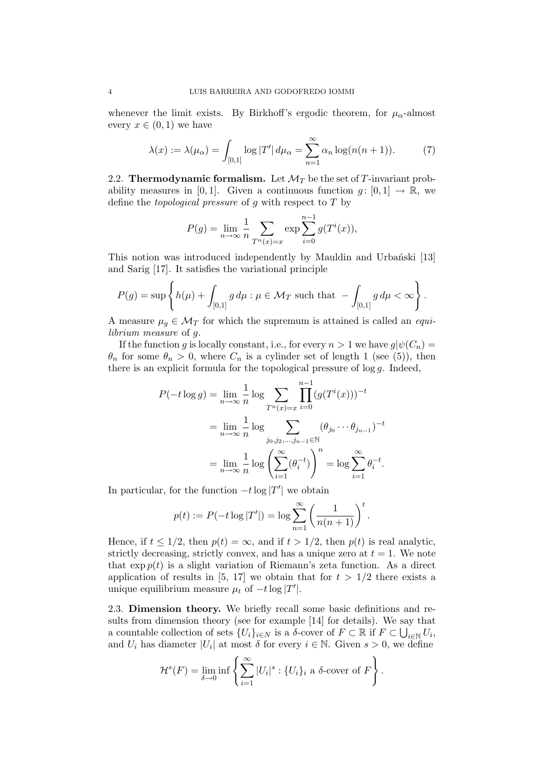whenever the limit exists. By Birkhoff's ergodic theorem, for $\mu_\alpha$-almost every $x \in (0,1)$ we have

$$\lambda(x) := \lambda(\mu_\alpha) = \int_{[0,1]} \log |T'| \, d\mu_\alpha = \sum_{n=1}^{\infty} \alpha_n \log(n(n+1)). \tag{7}$$

**2.2. Thermodynamic formalism.** Let $\mathcal{M}_T$ be the set of $T$-invariant probability measures in $[0,1]$. Given a continuous function $g \colon [0,1] \to \mathbb{R}$, we define the *topological pressure* of $g$ with respect to $T$ by

$$P(g) = \lim_{n \to \infty} \frac{1}{n} \sum_{T^n(x)=x} \exp \sum_{i=0}^{n-1} g(T^i(x)),$$

This notion was introduced independently by Mauldin and Urbański [13] and Sarig [17]. It satisfies the variational principle

$$P(g) = \sup \left\{ h(\mu) + \int_{[0,1]} g \, d\mu : \mu \in \mathcal{M}_T \text{ such that } -\int_{[0,1]} g \, d\mu < \infty \right\}.$$

A measure $\mu_g \in \mathcal{M}_T$ for which the supremum is attained is called an *equilibrium measure* of $g$.

If the function $g$ is locally constant, i.e., for every $n > 1$ we have $g|\psi(C_n) = \theta_n$ for some $\theta_n > 0$, where $C_n$ is a cylinder set of length 1 (see (5)), then there is an explicit formula for the topological pressure of $\log g$. Indeed,

$$\begin{aligned}
P(-t \log g) &= \lim_{n \to \infty} \frac{1}{n} \log \sum_{T^n(x)=x} \prod_{i=0}^{n-1} (g(T^i(x)))^{-t} \\
&= \lim_{n \to \infty} \frac{1}{n} \log \sum_{j_0, j_2, \ldots, j_{n-1} \in \mathbb{N}} (\theta_{j_0} \cdots \theta_{j_{n-1}})^{-t} \\
&= \lim_{n \to \infty} \frac{1}{n} \log \left( \sum_{i=1}^{\infty} (\theta_i^{-t}) \right)^n = \log \sum_{i=1}^{\infty} \theta_i^{-t}.
\end{aligned}$$

In particular, for the function $-t \log |T'|$ we obtain

$$p(t) := P(-t \log |T'|) = \log \sum_{n=1}^{\infty} \left( \frac{1}{n(n+1)} \right)^t.$$

Hence, if $t \leq 1/2$, then $p(t) = \infty$, and if $t > 1/2$, then $p(t)$ is real analytic, strictly decreasing, strictly convex, and has a unique zero at $t = 1$. We note that $\exp p(t)$ is a slight variation of Riemann's zeta function. As a direct application of results in [5, 17] we obtain that for $t > 1/2$ there exists a unique equilibrium measure $\mu_t$ of $-t \log |T'|$.

**2.3. Dimension theory.** We briefly recall some basic definitions and results from dimension theory (see for example [14] for details). We say that a countable collection of sets $\{U_i\}_{i \in N}$ is a $\delta$-cover of $F \subset \mathbb{R}$ if $F \subset \bigcup_{i \in \mathbb{N}} U_i$, and $U_i$ has diameter $|U_i|$ at most $\delta$ for every $i \in \mathbb{N}$. Given $s > 0$, we define

$$\mathcal{H}^s(F) = \lim_{\delta \to 0} \inf \left\{ \sum_{i=1}^{\infty} |U_i|^s : \{U_i\}_i \text{ a } \delta\text{-cover of } F \right\}.$$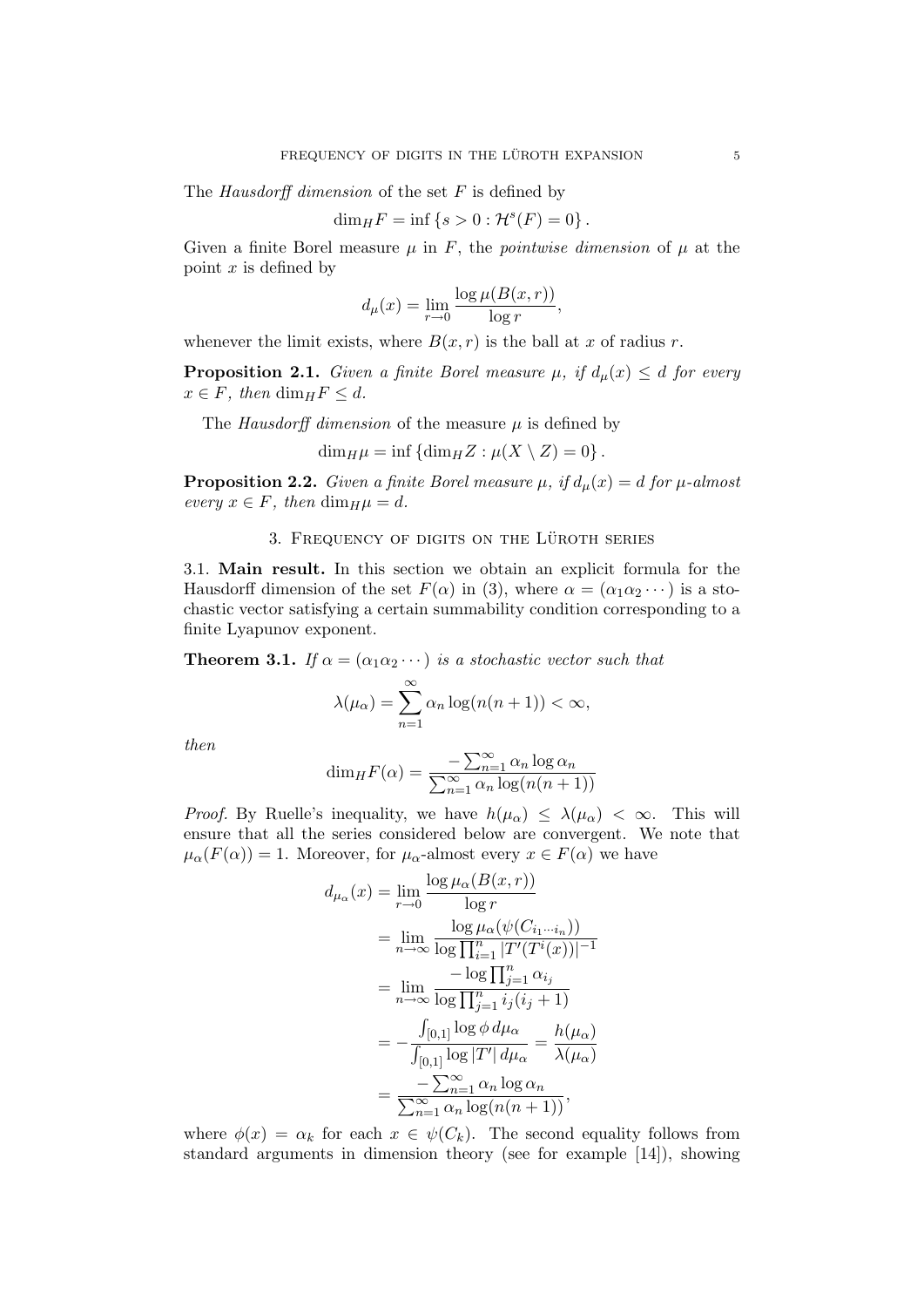The *Hausdorff dimension* of the set $F$ is defined by

$$\dim_H F = \inf \{s > 0 : \mathcal{H}^s(F) = 0\}.$$

Given a finite Borel measure $\mu$ in $F$, the *pointwise dimension* of $\mu$ at the point $x$ is defined by

$$d_\mu(x) = \lim_{r \to 0} \frac{\log \mu(B(x,r))}{\log r},$$

whenever the limit exists, where $B(x,r)$ is the ball at $x$ of radius $r$.

**Proposition 2.1.** *Given a finite Borel measure $\mu$, if $d_\mu(x) \leq d$ for every $x \in F$, then $\dim_H F \leq d$.*

The *Hausdorff dimension* of the measure $\mu$ is defined by

$$\dim_H \mu = \inf \{\dim_H Z : \mu(X \setminus Z) = 0\}.$$

**Proposition 2.2.** *Given a finite Borel measure $\mu$, if $d_\mu(x) = d$ for $\mu$-almost every $x \in F$, then $\dim_H \mu = d$.*

## 3. Frequency of digits on the Lüroth series

### 3.1. Main result.

In this section we obtain an explicit formula for the Hausdorff dimension of the set $F(\alpha)$ in (3), where $\alpha = (\alpha_1 \alpha_2 \cdots)$ is a stochastic vector satisfying a certain summability condition corresponding to a finite Lyapunov exponent.

**Theorem 3.1.** *If $\alpha = (\alpha_1 \alpha_2 \cdots)$ is a stochastic vector such that*

$$\lambda(\mu_\alpha) = \sum_{n=1}^{\infty} \alpha_n \log(n(n+1)) < \infty,$$

*then*

$$\dim_H F(\alpha) = \frac{-\sum_{n=1}^{\infty} \alpha_n \log \alpha_n}{\sum_{n=1}^{\infty} \alpha_n \log(n(n+1))}$$

*Proof.* By Ruelle's inequality, we have $h(\mu_\alpha) \leq \lambda(\mu_\alpha) < \infty$. This will ensure that all the series considered below are convergent. We note that $\mu_\alpha(F(\alpha)) = 1$. Moreover, for $\mu_\alpha$-almost every $x \in F(\alpha)$ we have

$$\begin{aligned}
d_{\mu_\alpha}(x) &= \lim_{r \to 0} \frac{\log \mu_\alpha(B(x,r))}{\log r} \\
&= \lim_{n \to \infty} \frac{\log \mu_\alpha(\psi(C_{i_1 \cdots i_n}))}{\log \prod_{i=1}^{n} |T'(T^i(x))|^{-1}} \\
&= \lim_{n \to \infty} \frac{-\log \prod_{j=1}^{n} \alpha_{i_j}}{\log \prod_{j=1}^{n} i_j(i_j+1)} \\
&= -\frac{\int_{[0,1]} \log \phi \, d\mu_\alpha}{\int_{[0,1]} \log |T'| \, d\mu_\alpha} = \frac{h(\mu_\alpha)}{\lambda(\mu_\alpha)} \\
&= \frac{-\sum_{n=1}^{\infty} \alpha_n \log \alpha_n}{\sum_{n=1}^{\infty} \alpha_n \log(n(n+1))},
\end{aligned}$$

where $\phi(x) = \alpha_k$ for each $x \in \psi(C_k)$. The second equality follows from standard arguments in dimension theory (see for example [14]), showing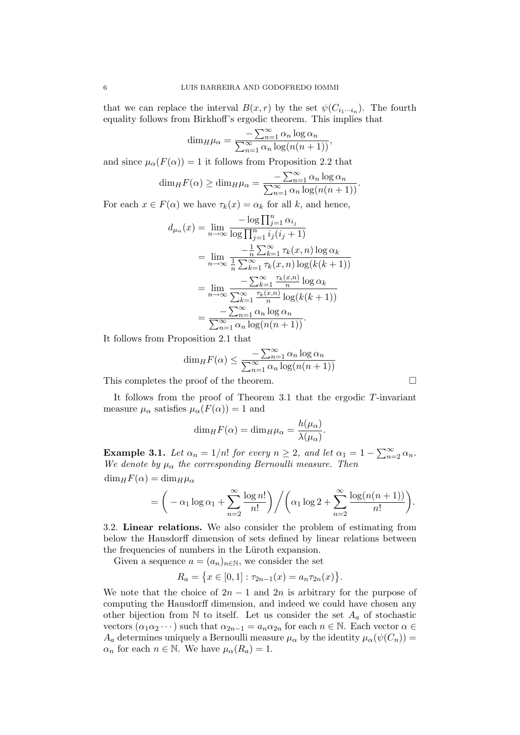that we can replace the interval $B(x, r)$ by the set $\psi(C_{i_1 \cdots i_n})$. The fourth equality follows from Birkhoff's ergodic theorem. This implies that

$$\dim_H \mu_\alpha = \frac{-\sum_{n=1}^\infty \alpha_n \log \alpha_n}{\sum_{n=1}^\infty \alpha_n \log(n(n+1))},$$

and since $\mu_\alpha(F(\alpha)) = 1$ it follows from Proposition 2.2 that

$$\dim_H F(\alpha) \geq \dim_H \mu_\alpha = \frac{-\sum_{n=1}^\infty \alpha_n \log \alpha_n}{\sum_{n=1}^\infty \alpha_n \log(n(n+1))}.$$

For each $x \in F(\alpha)$ we have $\tau_k(x) = \alpha_k$ for all $k$, and hence,

$$\begin{aligned}
d_{\mu_\alpha}(x) &= \lim_{n \to \infty} \frac{-\log \prod_{j=1}^n \alpha_{i_j}}{\log \prod_{j=1}^n i_j(i_j+1)} \\
&= \lim_{n \to \infty} \frac{-\frac{1}{n} \sum_{k=1}^\infty \tau_k(x,n) \log \alpha_k}{\frac{1}{n} \sum_{k=1}^\infty \tau_k(x,n) \log(k(k+1))} \\
&= \lim_{n \to \infty} \frac{-\sum_{k=1}^\infty \frac{\tau_k(x,n)}{n} \log \alpha_k}{\sum_{k=1}^\infty \frac{\tau_k(x,n)}{n} \log(k(k+1))} \\
&= \frac{-\sum_{n=1}^\infty \alpha_n \log \alpha_n}{\sum_{n=1}^\infty \alpha_n \log(n(n+1))}.
\end{aligned}$$

It follows from Proposition 2.1 that

$$\dim_H F(\alpha) \leq \frac{-\sum_{n=1}^\infty \alpha_n \log \alpha_n}{\sum_{n=1}^\infty \alpha_n \log(n(n+1))}$$

This completes the proof of the theorem. $\square$

It follows from the proof of Theorem 3.1 that the ergodic $T$-invariant measure $\mu_\alpha$ satisfies $\mu_\alpha(F(\alpha)) = 1$ and

$$\dim_H F(\alpha) = \dim_H \mu_\alpha = \frac{h(\mu_\alpha)}{\lambda(\mu_\alpha)}.$$

**Example 3.1.** *Let $\alpha_n = 1/n!$ for every $n \geq 2$, and let $\alpha_1 = 1 - \sum_{n=2}^\infty \alpha_n$. We denote by $\mu_\alpha$ the corresponding Bernoulli measure. Then*

$$\begin{aligned}
&\dim_H F(\alpha) = \dim_H \mu_\alpha \\
&\quad = \left( -\alpha_1 \log \alpha_1 + \sum_{n=2}^\infty \frac{\log n!}{n!} \right) \bigg/ \left( \alpha_1 \log 2 + \sum_{n=2}^\infty \frac{\log(n(n+1))}{n!} \right).
\end{aligned}$$

3.2. **Linear relations.** We also consider the problem of estimating from below the Hausdorff dimension of sets defined by linear relations between the frequencies of numbers in the Lüroth expansion.

Given a sequence $a = (a_n)_{n \in \mathbb{N}}$, we consider the set

$$R_a = \{x \in [0,1] : \tau_{2n-1}(x) = a_n \tau_{2n}(x)\}.$$

We note that the choice of $2n-1$ and $2n$ is arbitrary for the purpose of computing the Hausdorff dimension, and indeed we could have chosen any other bijection from $\mathbb{N}$ to itself. Let us consider the set $A_a$ of stochastic vectors $(\alpha_1 \alpha_2 \cdots)$ such that $\alpha_{2n-1} = a_n \alpha_{2n}$ for each $n \in \mathbb{N}$. Each vector $\alpha \in A_a$ determines uniquely a Bernoulli measure $\mu_\alpha$ by the identity $\mu_\alpha(\psi(C_n)) = \alpha_n$ for each $n \in \mathbb{N}$. We have $\mu_\alpha(R_a) = 1$.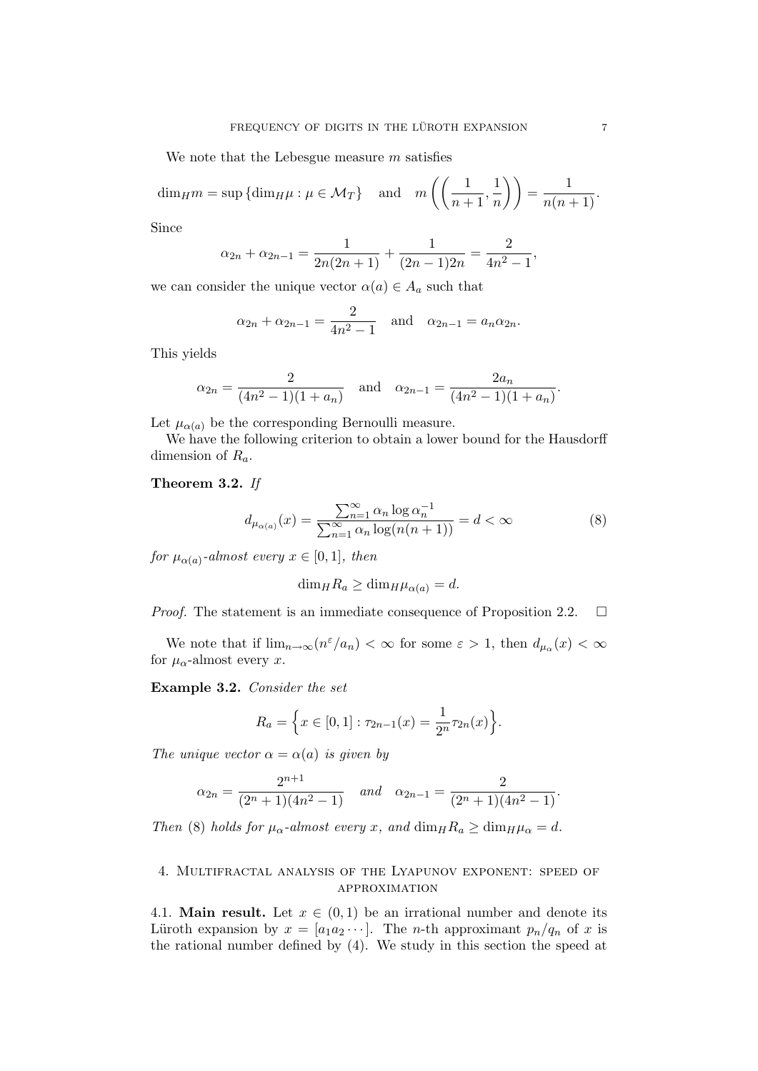We note that the Lebesgue measure $m$ satisfies

$$\dim_H m = \sup\{\dim_H \mu : \mu \in \mathcal{M}_T\} \quad \text{and} \quad m\left(\left(\frac{1}{n+1}, \frac{1}{n}\right)\right) = \frac{1}{n(n+1)}.$$

Since

$$\alpha_{2n} + \alpha_{2n-1} = \frac{1}{2n(2n+1)} + \frac{1}{(2n-1)2n} = \frac{2}{4n^2-1},$$

we can consider the unique vector $\alpha(a) \in A_a$ such that

$$\alpha_{2n} + \alpha_{2n-1} = \frac{2}{4n^2-1} \quad \text{and} \quad \alpha_{2n-1} = a_n \alpha_{2n}.$$

This yields

$$\alpha_{2n} = \frac{2}{(4n^2-1)(1+a_n)} \quad \text{and} \quad \alpha_{2n-1} = \frac{2a_n}{(4n^2-1)(1+a_n)}.$$

Let $\mu_{\alpha(a)}$ be the corresponding Bernoulli measure.

We have the following criterion to obtain a lower bound for the Hausdorff dimension of $R_a$.

**Theorem 3.2.** *If*

$$d_{\mu_{\alpha(a)}}(x) = \frac{\sum_{n=1}^{\infty} \alpha_n \log \alpha_n^{-1}}{\sum_{n=1}^{\infty} \alpha_n \log(n(n+1))} = d < \infty \tag{8}$$

*for $\mu_{\alpha(a)}$-almost every $x \in [0,1]$, then*

$$\dim_H R_a \geq \dim_H \mu_{\alpha(a)} = d.$$

*Proof.* The statement is an immediate consequence of Proposition 2.2. $\square$

We note that if $\lim_{n\to\infty}(n^{\varepsilon}/a_n) < \infty$ for some $\varepsilon > 1$, then $d_{\mu_\alpha}(x) < \infty$ for $\mu_\alpha$-almost every $x$.

**Example 3.2.** *Consider the set*

$$R_a = \Big\{x \in [0,1] : \tau_{2n-1}(x) = \frac{1}{2^n}\tau_{2n}(x)\Big\}.$$

*The unique vector $\alpha = \alpha(a)$ is given by*

$$\alpha_{2n} = \frac{2^{n+1}}{(2^n+1)(4n^2-1)} \quad \textit{and} \quad \alpha_{2n-1} = \frac{2}{(2^n+1)(4n^2-1)}.$$

*Then* (8) *holds for $\mu_\alpha$-almost every $x$, and $\dim_H R_a \geq \dim_H \mu_\alpha = d$.*

## 4. Multifractal analysis of the Lyapunov exponent: speed of approximation

4.1. **Main result.** Let $x \in (0,1)$ be an irrational number and denote its Lüroth expansion by $x = [a_1 a_2 \cdots]$. The $n$-th approximant $p_n/q_n$ of $x$ is the rational number defined by (4). We study in this section the speed at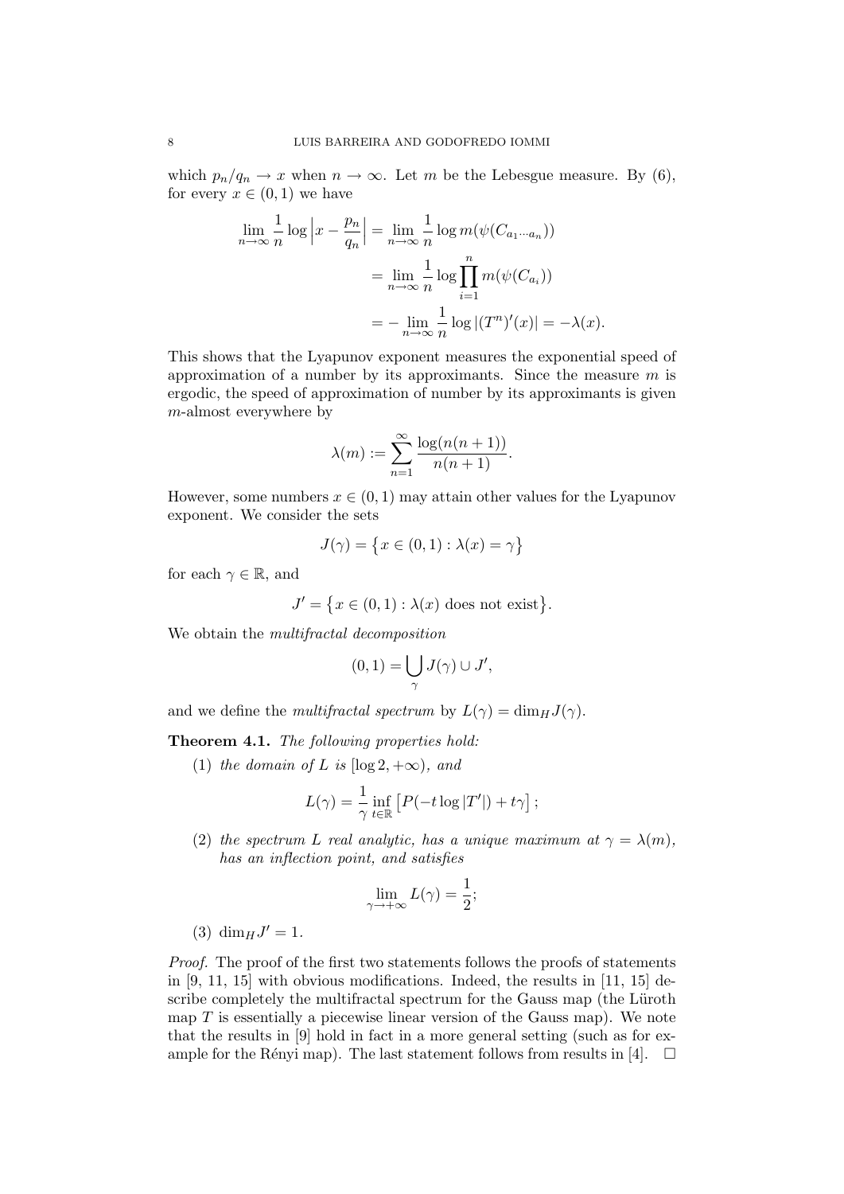which $p_n/q_n \to x$ when $n \to \infty$. Let $m$ be the Lebesgue measure. By (6), for every $x \in (0,1)$ we have

$$
\begin{aligned}
\lim_{n\to\infty} \frac{1}{n} \log \Big| x - \frac{p_n}{q_n} \Big| &= \lim_{n\to\infty} \frac{1}{n} \log m(\psi(C_{a_1\cdots a_n})) \\
&= \lim_{n\to\infty} \frac{1}{n} \log \prod_{i=1}^{n} m(\psi(C_{a_i})) \\
&= -\lim_{n\to\infty} \frac{1}{n} \log |(T^n)'(x)| = -\lambda(x).
\end{aligned}
$$

This shows that the Lyapunov exponent measures the exponential speed of approximation of a number by its approximants. Since the measure $m$ is ergodic, the speed of approximation of number by its approximants is given $m$-almost everywhere by

$$
\lambda(m) := \sum_{n=1}^{\infty} \frac{\log(n(n+1))}{n(n+1)}.
$$

However, some numbers $x \in (0,1)$ may attain other values for the Lyapunov exponent. We consider the sets

$$
J(\gamma) = \big\{ x \in (0,1) : \lambda(x) = \gamma \big\}
$$

for each $\gamma \in \mathbb{R}$, and

$$
J' = \big\{ x \in (0,1) : \lambda(x) \text{ does not exist} \big\}.
$$

We obtain the *multifractal decomposition*

$$
(0,1) = \bigcup_{\gamma} J(\gamma) \cup J',
$$

and we define the *multifractal spectrum* by $L(\gamma) = \dim_H J(\gamma)$.

**Theorem 4.1.** *The following properties hold:*

1. *the domain of $L$ is $[\log 2, +\infty)$, and*
$$
L(\gamma) = \frac{1}{\gamma} \inf_{t\in\mathbb{R}} \big[ P(-t \log |T'|) + t\gamma \big];
$$
2. *the spectrum $L$ real analytic, has a unique maximum at $\gamma = \lambda(m)$, has an inflection point, and satisfies*
$$
\lim_{\gamma\to+\infty} L(\gamma) = \frac{1}{2};
$$
3. $\dim_H J' = 1$.

*Proof.* The proof of the first two statements follows the proofs of statements in [9, 11, 15] with obvious modifications. Indeed, the results in [11, 15] describe completely the multifractal spectrum for the Gauss map (the Lüroth map $T$ is essentially a piecewise linear version of the Gauss map). We note that the results in [9] hold in fact in a more general setting (such as for example for the Rényi map). The last statement follows from results in [4]. $\square$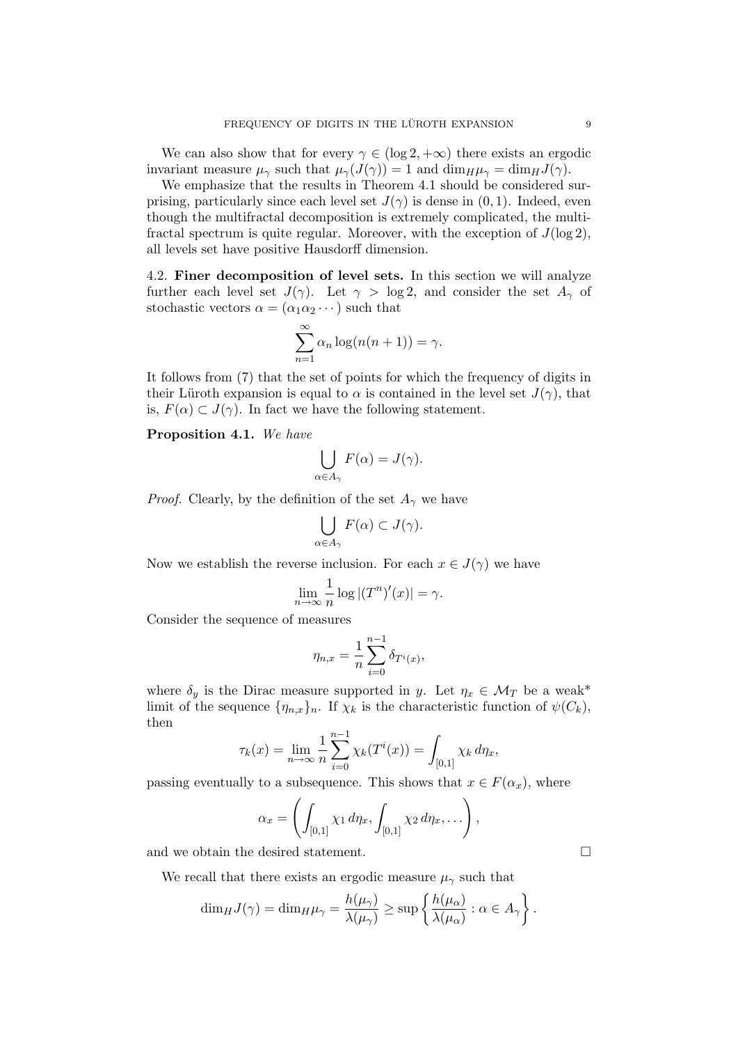We can also show that for every $\gamma \in (\log 2, +\infty)$ there exists an ergodic invariant measure $\mu_\gamma$ such that $\mu_\gamma(J(\gamma)) = 1$ and $\dim_H \mu_\gamma = \dim_H J(\gamma)$.

We emphasize that the results in Theorem 4.1 should be considered surprising, particularly since each level set $J(\gamma)$ is dense in $(0, 1)$. Indeed, even though the multifractal decomposition is extremely complicated, the multifractal spectrum is quite regular. Moreover, with the exception of $J(\log 2)$, all levels set have positive Hausdorff dimension.

### 4.2. Finer decomposition of level sets.

In this section we will analyze further each level set $J(\gamma)$. Let $\gamma > \log 2$, and consider the set $A_\gamma$ of stochastic vectors $\alpha = (\alpha_1 \alpha_2 \cdots)$ such that

$$\sum_{n=1}^{\infty} \alpha_n \log(n(n+1)) = \gamma.$$

It follows from (7) that the set of points for which the frequency of digits in their Lüroth expansion is equal to $\alpha$ is contained in the level set $J(\gamma)$, that is, $F(\alpha) \subset J(\gamma)$. In fact we have the following statement.

**Proposition 4.1.** *We have*

$$\bigcup_{\alpha \in A_\gamma} F(\alpha) = J(\gamma).$$

*Proof.* Clearly, by the definition of the set $A_\gamma$ we have

$$\bigcup_{\alpha \in A_\gamma} F(\alpha) \subset J(\gamma).$$

Now we establish the reverse inclusion. For each $x \in J(\gamma)$ we have

$$\lim_{n \to \infty} \frac{1}{n} \log |(T^n)'(x)| = \gamma.$$

Consider the sequence of measures

$$\eta_{n,x} = \frac{1}{n} \sum_{i=0}^{n-1} \delta_{T^i(x)},$$

where $\delta_y$ is the Dirac measure supported in $y$. Let $\eta_x \in \mathcal{M}_T$ be a weak* limit of the sequence $\{\eta_{n,x}\}_n$. If $\chi_k$ is the characteristic function of $\psi(C_k)$, then

$$\tau_k(x) = \lim_{n \to \infty} \frac{1}{n} \sum_{i=0}^{n-1} \chi_k(T^i(x)) = \int_{[0,1]} \chi_k \, d\eta_x,$$

passing eventually to a subsequence. This shows that $x \in F(\alpha_x)$, where

$$\alpha_x = \left( \int_{[0,1]} \chi_1 \, d\eta_x, \int_{[0,1]} \chi_2 \, d\eta_x, \ldots \right),$$

and we obtain the desired statement. $\square$

We recall that there exists an ergodic measure $\mu_\gamma$ such that

$$\dim_H J(\gamma) = \dim_H \mu_\gamma = \frac{h(\mu_\gamma)}{\lambda(\mu_\gamma)} \geq \sup \left\{ \frac{h(\mu_\alpha)}{\lambda(\mu_\alpha)} : \alpha \in A_\gamma \right\}.$$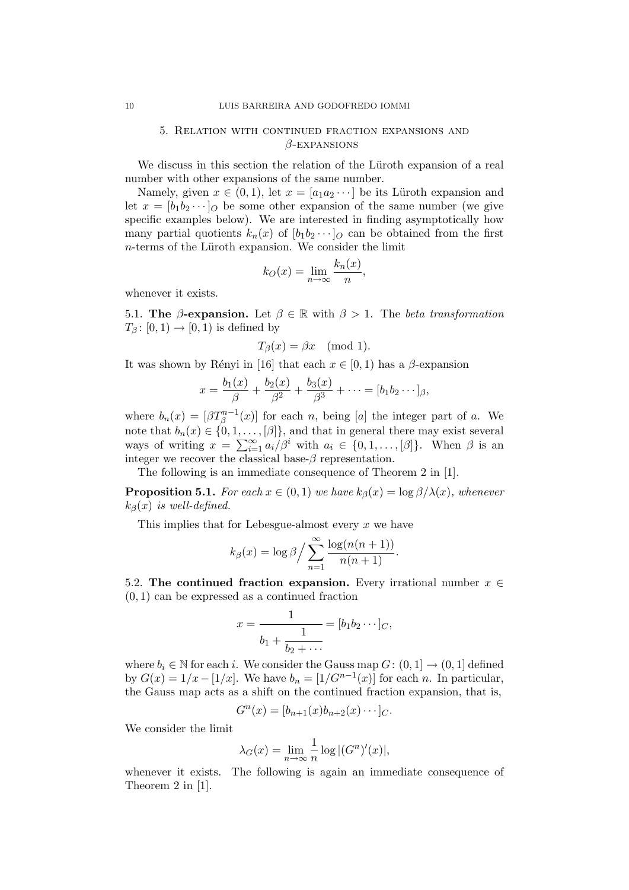## 5. Relation with continued fraction expansions and $\beta$-expansions

We discuss in this section the relation of the Lüroth expansion of a real number with other expansions of the same number.

Namely, given $x \in (0,1)$, let $x = [a_1 a_2 \cdots]$ be its Lüroth expansion and let $x = [b_1 b_2 \cdots]_O$ be some other expansion of the same number (we give specific examples below). We are interested in finding asymptotically how many partial quotients $k_n(x)$ of $[b_1 b_2 \cdots]_O$ can be obtained from the first $n$-terms of the Lüroth expansion. We consider the limit

$$k_O(x) = \lim_{n\to\infty} \frac{k_n(x)}{n},$$

whenever it exists.

5.1. **The $\beta$-expansion.** Let $\beta \in \mathbb{R}$ with $\beta > 1$. The *beta transformation* $T_\beta \colon [0,1) \to [0,1)$ is defined by

$$T_\beta(x) = \beta x \pmod 1.$$

It was shown by Rényi in [16] that each $x \in [0,1)$ has a $\beta$-expansion

$$x = \frac{b_1(x)}{\beta} + \frac{b_2(x)}{\beta^2} + \frac{b_3(x)}{\beta^3} + \cdots = [b_1 b_2 \cdots]_\beta,$$

where $b_n(x) = [\beta T_\beta^{n-1}(x)]$ for each $n$, being $[a]$ the integer part of $a$. We note that $b_n(x) \in \{0,1,\ldots,[\beta]\}$, and that in general there may exist several ways of writing $x = \sum_{i=1}^\infty a_i/\beta^i$ with $a_i \in \{0,1,\ldots,[\beta]\}$. When $\beta$ is an integer we recover the classical base-$\beta$ representation.

The following is an immediate consequence of Theorem 2 in [1].

**Proposition 5.1.** *For each $x \in (0,1)$ we have $k_\beta(x) = \log\beta/\lambda(x)$, whenever $k_\beta(x)$ is well-defined.*

This implies that for Lebesgue-almost every $x$ we have

$$k_\beta(x) = \log\beta \Big/ \sum_{n=1}^\infty \frac{\log(n(n+1))}{n(n+1)}.$$

5.2. **The continued fraction expansion.** Every irrational number $x \in (0,1)$ can be expressed as a continued fraction

$$x = \cfrac{1}{b_1 + \cfrac{1}{b_2 + \cdots}} = [b_1 b_2 \cdots]_C,$$

where $b_i \in \mathbb{N}$ for each $i$. We consider the Gauss map $G \colon (0,1] \to (0,1]$ defined by $G(x) = 1/x - [1/x]$. We have $b_n = [1/G^{n-1}(x)]$ for each $n$. In particular, the Gauss map acts as a shift on the continued fraction expansion, that is,

$$G^n(x) = [b_{n+1}(x) b_{n+2}(x) \cdots]_C.$$

We consider the limit

$$\lambda_G(x) = \lim_{n\to\infty} \frac{1}{n} \log|(G^n)'(x)|,$$

whenever it exists. The following is again an immediate consequence of Theorem 2 in [1].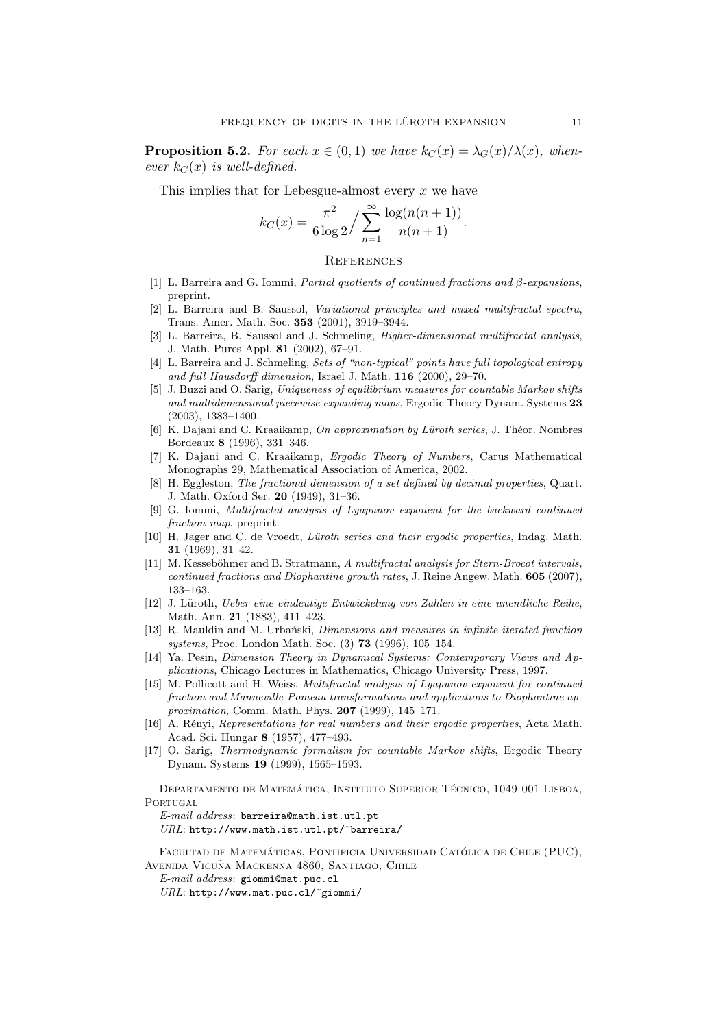**Proposition 5.2.** *For each $x \in (0,1)$ we have $k_C(x) = \lambda_G(x)/\lambda(x)$, whenever $k_C(x)$ is well-defined.*

This implies that for Lebesgue-almost every $x$ we have

$$k_C(x) = \frac{\pi^2}{6 \log 2} \Big/ \sum_{n=1}^{\infty} \frac{\log(n(n+1))}{n(n+1)}.$$

## References

[1] L. Barreira and G. Iommi, *Partial quotients of continued fractions and β-expansions*, preprint.

[2] L. Barreira and B. Saussol, *Variational principles and mixed multifractal spectra*, Trans. Amer. Math. Soc. **353** (2001), 3919–3944.

[3] L. Barreira, B. Saussol and J. Schmeling, *Higher-dimensional multifractal analysis*, J. Math. Pures Appl. **81** (2002), 67–91.

[4] L. Barreira and J. Schmeling, *Sets of "non-typical" points have full topological entropy and full Hausdorff dimension*, Israel J. Math. **116** (2000), 29–70.

[5] J. Buzzi and O. Sarig, *Uniqueness of equilibrium measures for countable Markov shifts and multidimensional piecewise expanding maps*, Ergodic Theory Dynam. Systems **23** (2003), 1383–1400.

[6] K. Dajani and C. Kraaikamp, *On approximation by Lüroth series*, J. Théor. Nombres Bordeaux **8** (1996), 331–346.

[7] K. Dajani and C. Kraaikamp, *Ergodic Theory of Numbers*, Carus Mathematical Monographs 29, Mathematical Association of America, 2002.

[8] H. Eggleston, *The fractional dimension of a set defined by decimal properties*, Quart. J. Math. Oxford Ser. **20** (1949), 31–36.

[9] G. Iommi, *Multifractal analysis of Lyapunov exponent for the backward continued fraction map*, preprint.

[10] H. Jager and C. de Vroedt, *Lüroth series and their ergodic properties*, Indag. Math. **31** (1969), 31–42.

[11] M. Kesseböhmer and B. Stratmann, *A multifractal analysis for Stern-Brocot intervals, continued fractions and Diophantine growth rates*, J. Reine Angew. Math. **605** (2007), 133–163.

[12] J. Lüroth, *Ueber eine eindeutige Entwickelung von Zahlen in eine unendliche Reihe*, Math. Ann. **21** (1883), 411–423.

[13] R. Mauldin and M. Urbański, *Dimensions and measures in infinite iterated function systems*, Proc. London Math. Soc. (3) **73** (1996), 105–154.

[14] Ya. Pesin, *Dimension Theory in Dynamical Systems: Contemporary Views and Applications*, Chicago Lectures in Mathematics, Chicago University Press, 1997.

[15] M. Pollicott and H. Weiss, *Multifractal analysis of Lyapunov exponent for continued fraction and Manneville-Pomeau transformations and applications to Diophantine approximation*, Comm. Math. Phys. **207** (1999), 145–171.

[16] A. Rényi, *Representations for real numbers and their ergodic properties*, Acta Math. Acad. Sci. Hungar **8** (1957), 477–493.

[17] O. Sarig, *Thermodynamic formalism for countable Markov shifts*, Ergodic Theory Dynam. Systems **19** (1999), 1565–1593.

Departamento de Matemática, Instituto Superior Técnico, 1049-001 Lisboa, Portugal

*E-mail address*: barreira@math.ist.utl.pt

*URL*: http://www.math.ist.utl.pt/~barreira/

Facultad de Matemáticas, Pontificia Universidad Católica de Chile (PUC), Avenida Vicuña Mackenna 4860, Santiago, Chile

*E-mail address*: giommi@mat.puc.cl

*URL*: http://www.mat.puc.cl/~giommi/